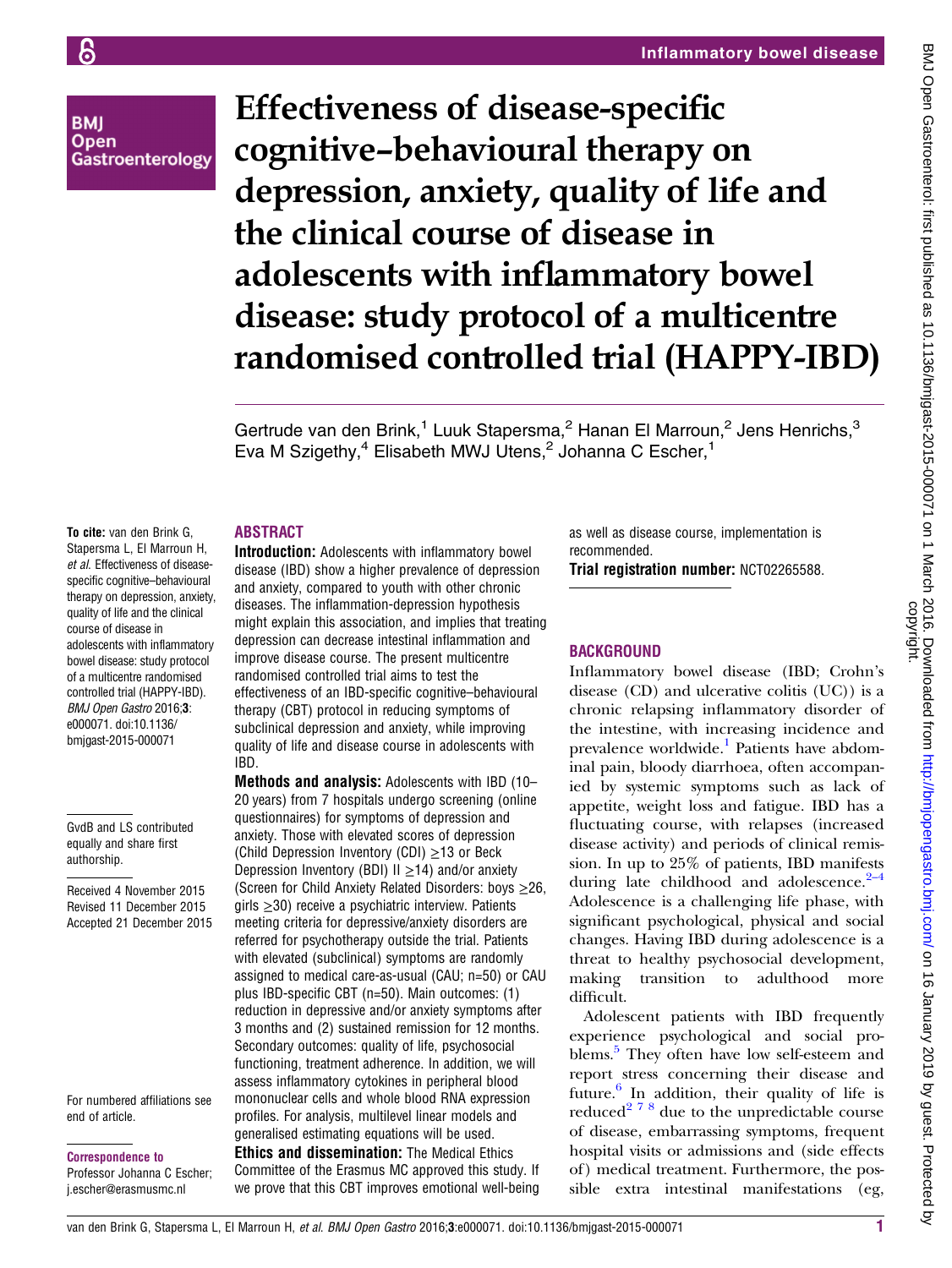# Effectiveness of disease-specific cognitive–behavioural therapy on depression, anxiety, quality of life and the clinical course of disease in adolescents with inflammatory bowel disease: study protocol of a multicentre randomised controlled trial (HAPPY-IBD)

Gertrude van den Brink,[1] Luuk Stapersma,[2] Hanan El Marroun,[2] Jens Henrichs,[3] Eva M Szigethy,[4] Elisabeth MWJ Utens,[2] Johanna C Escher[1]

**To cite:** van den Brink G, Stapersma L, El Marroun H, *et al*. Effectiveness of disease-specific cognitive–behavioural therapy on depression, anxiety, quality of life and the clinical course of disease in adolescents with inflammatory bowel disease: study protocol of a multicentre randomised controlled trial (HAPPY-IBD). *BMJ Open Gastro* 2016;**3**: e000071. doi:10.1136/bmjgast-2015-000071

GvdB and LS contributed equally and share first authorship.

Received 4 November 2015
Revised 11 December 2015
Accepted 21 December 2015

For numbered affiliations see end of article.

**Correspondence to**
Professor Johanna C Escher; j.escher@erasmusmc.nl

## ABSTRACT

**Introduction:** Adolescents with inflammatory bowel disease (IBD) show a higher prevalence of depression and anxiety, compared to youth with other chronic diseases. The inflammation-depression hypothesis might explain this association, and implies that treating depression can decrease intestinal inflammation and improve disease course. The present multicentre randomised controlled trial aims to test the effectiveness of an IBD-specific cognitive–behavioural therapy (CBT) protocol in reducing symptoms of subclinical depression and anxiety, while improving quality of life and disease course in adolescents with IBD.

**Methods and analysis:** Adolescents with IBD (10–20 years) from 7 hospitals undergo screening (online questionnaires) for symptoms of depression and anxiety. Those with elevated scores of depression (Child Depression Inventory (CDI) ≥13 or Beck Depression Inventory (BDI) II ≥14) and/or anxiety (Screen for Child Anxiety Related Disorders: boys ≥26, girls ≥30) receive a psychiatric interview. Patients meeting criteria for depressive/anxiety disorders are referred for psychotherapy outside the trial. Patients with elevated (subclinical) symptoms are randomly assigned to medical care-as-usual (CAU; n=50) or CAU plus IBD-specific CBT (n=50). Main outcomes: (1) reduction in depressive and/or anxiety symptoms after 3 months and (2) sustained remission for 12 months. Secondary outcomes: quality of life, psychosocial functioning, treatment adherence. In addition, we will assess inflammatory cytokines in peripheral blood mononuclear cells and whole blood RNA expression profiles. For analysis, multilevel linear models and generalised estimating equations will be used.

**Ethics and dissemination:** The Medical Ethics Committee of the Erasmus MC approved this study. If we prove that this CBT improves emotional well-being as well as disease course, implementation is recommended.

**Trial registration number:** NCT02265588.

## BACKGROUND

Inflammatory bowel disease (IBD; Crohn's disease (CD) and ulcerative colitis (UC)) is a chronic relapsing inflammatory disorder of the intestine, with increasing incidence and prevalence worldwide.[1] Patients have abdominal pain, bloody diarrhoea, often accompanied by systemic symptoms such as lack of appetite, weight loss and fatigue. IBD has a fluctuating course, with relapses (increased disease activity) and periods of clinical remission. In up to 25% of patients, IBD manifests during late childhood and adolescence.[2–4] Adolescence is a challenging life phase, with significant psychological, physical and social changes. Having IBD during adolescence is a threat to healthy psychosocial development, making transition to adulthood more difficult.

Adolescent patients with IBD frequently experience psychological and social problems.[5] They often have low self-esteem and report stress concerning their disease and future.[6] In addition, their quality of life is reduced[2 7 8] due to the unpredictable course of disease, embarrassing symptoms, frequent hospital visits or admissions and (side effects of) medical treatment. Furthermore, the possible extra intestinal manifestations (eg,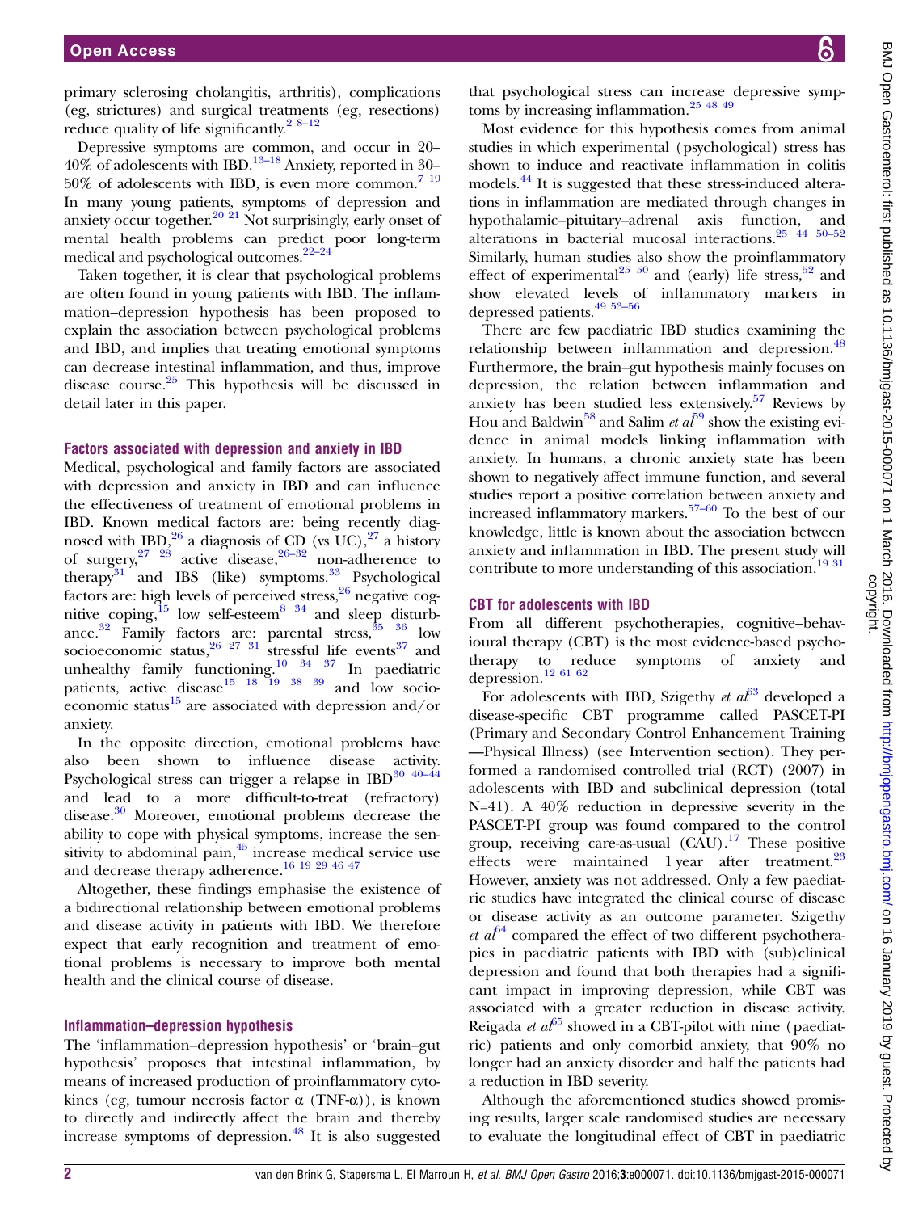primary sclerosing cholangitis, arthritis), complications (eg, strictures) and surgical treatments (eg, resections) reduce quality of life significantly.[2 8–12]

Depressive symptoms are common, and occur in 20–40% of adolescents with IBD.[13–18] Anxiety, reported in 30–50% of adolescents with IBD, is even more common.[7 19] In many young patients, symptoms of depression and anxiety occur together.[20 21] Not surprisingly, early onset of mental health problems can predict poor long-term medical and psychological outcomes.[22–24]

Taken together, it is clear that psychological problems are often found in young patients with IBD. The inflammation–depression hypothesis has been proposed to explain the association between psychological problems and IBD, and implies that treating emotional symptoms can decrease intestinal inflammation, and thus, improve disease course.[25] This hypothesis will be discussed in detail later in this paper.

### Factors associated with depression and anxiety in IBD

Medical, psychological and family factors are associated with depression and anxiety in IBD and can influence the effectiveness of treatment of emotional problems in IBD. Known medical factors are: being recently diagnosed with IBD,[26] a diagnosis of CD (vs UC),[27] a history of surgery,[27 28] active disease,[26–32] non-adherence to therapy[31] and IBS (like) symptoms.[33] Psychological factors are: high levels of perceived stress,[26] negative cognitive coping,[15] low self-esteem[8 34] and sleep disturbance.[32] Family factors are: parental stress,[35 36] low socioeconomic status,[26 27 31] stressful life events[37] and unhealthy family functioning.[10 34 37] In paediatric patients, active disease[15 18 19 38 39] and low socioeconomic status[15] are associated with depression and/or anxiety.

In the opposite direction, emotional problems have also been shown to influence disease activity. Psychological stress can trigger a relapse in IBD[30 40–44] and lead to a more difficult-to-treat (refractory) disease.[30] Moreover, emotional problems decrease the ability to cope with physical symptoms, increase the sensitivity to abdominal pain,[45] increase medical service use and decrease therapy adherence.[16 19 29 46 47]

Altogether, these findings emphasise the existence of a bidirectional relationship between emotional problems and disease activity in patients with IBD. We therefore expect that early recognition and treatment of emotional problems is necessary to improve both mental health and the clinical course of disease.

### Inflammation–depression hypothesis

The 'inflammation–depression hypothesis' or 'brain–gut hypothesis' proposes that intestinal inflammation, by means of increased production of proinflammatory cytokines (eg, tumour necrosis factor α (TNF-α)), is known to directly and indirectly affect the brain and thereby increase symptoms of depression.[48] It is also suggested that psychological stress can increase depressive symptoms by increasing inflammation.[25 48 49]

Most evidence for this hypothesis comes from animal studies in which experimental (psychological) stress has shown to induce and reactivate inflammation in colitis models.[44] It is suggested that these stress-induced alterations in inflammation are mediated through changes in hypothalamic–pituitary–adrenal axis function, and alterations in bacterial mucosal interactions.[25 44 50–52] Similarly, human studies also show the proinflammatory effect of experimental[25 50] and (early) life stress,[52] and show elevated levels of inflammatory markers in depressed patients.[49 53–56]

There are few paediatric IBD studies examining the relationship between inflammation and depression.[48] Furthermore, the brain–gut hypothesis mainly focuses on depression, the relation between inflammation and anxiety has been studied less extensively.[57] Reviews by Hou and Baldwin[58] and Salim *et al*[59] show the existing evidence in animal models linking inflammation with anxiety. In humans, a chronic anxiety state has been shown to negatively affect immune function, and several studies report a positive correlation between anxiety and increased inflammatory markers.[57–60] To the best of our knowledge, little is known about the association between anxiety and inflammation in IBD. The present study will contribute to more understanding of this association.[19 31]

### CBT for adolescents with IBD

From all different psychotherapies, cognitive–behavioural therapy (CBT) is the most evidence-based psychotherapy to reduce symptoms of anxiety and depression.[12 61 62]

For adolescents with IBD, Szigethy *et al*[63] developed a disease-specific CBT programme called PASCET-PI (Primary and Secondary Control Enhancement Training —Physical Illness) (see Intervention section). They performed a randomised controlled trial (RCT) (2007) in adolescents with IBD and subclinical depression (total N=41). A 40% reduction in depressive severity in the PASCET-PI group was found compared to the control group, receiving care-as-usual (CAU).[17] These positive effects were maintained 1 year after treatment.[23] However, anxiety was not addressed. Only a few paediatric studies have integrated the clinical course of disease or disease activity as an outcome parameter. Szigethy *et al*[64] compared the effect of two different psychotherapies in paediatric patients with IBD with (sub)clinical depression and found that both therapies had a significant impact in improving depression, while CBT was associated with a greater reduction in disease activity. Reigada *et al*[65] showed in a CBT-pilot with nine (paediatric) patients and only comorbid anxiety, that 90% no longer had an anxiety disorder and half the patients had a reduction in IBD severity.

Although the aforementioned studies showed promising results, larger scale randomised studies are necessary to evaluate the longitudinal effect of CBT in paediatric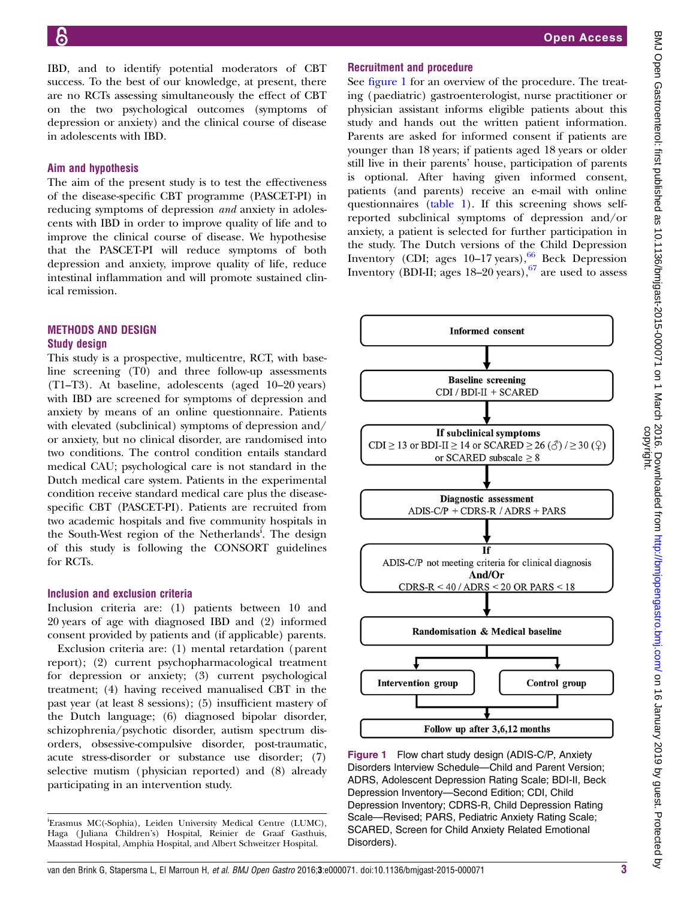IBD, and to identify potential moderators of CBT success. To the best of our knowledge, at present, there are no RCTs assessing simultaneously the effect of CBT on the two psychological outcomes (symptoms of depression or anxiety) and the clinical course of disease in adolescents with IBD.

### Aim and hypothesis

The aim of the present study is to test the effectiveness of the disease-specific CBT programme (PASCET-PI) in reducing symptoms of depression *and* anxiety in adolescents with IBD in order to improve quality of life and to improve the clinical course of disease. We hypothesise that the PASCET-PI will reduce symptoms of both depression and anxiety, improve quality of life, reduce intestinal inflammation and will promote sustained clinical remission.

## METHODS AND DESIGN

### Study design

This study is a prospective, multicentre, RCT, with baseline screening (T0) and three follow-up assessments (T1–T3). At baseline, adolescents (aged 10–20 years) with IBD are screened for symptoms of depression and anxiety by means of an online questionnaire. Patients with elevated (subclinical) symptoms of depression and/or anxiety, but no clinical disorder, are randomised into two conditions. The control condition entails standard medical CAU; psychological care is not standard in the Dutch medical care system. Patients in the experimental condition receive standard medical care plus the disease-specific CBT (PASCET-PI). Patients are recruited from two academic hospitals and five community hospitals in the South-West region of the Netherlands[i]. The design of this study is following the CONSORT guidelines for RCTs.

### Inclusion and exclusion criteria

Inclusion criteria are: (1) patients between 10 and 20 years of age with diagnosed IBD and (2) informed consent provided by patients and (if applicable) parents.

Exclusion criteria are: (1) mental retardation (parent report); (2) current psychopharmacological treatment for depression or anxiety; (3) current psychological treatment; (4) having received manualised CBT in the past year (at least 8 sessions); (5) insufficient mastery of the Dutch language; (6) diagnosed bipolar disorder, schizophrenia/psychotic disorder, autism spectrum disorders, obsessive-compulsive disorder, post-traumatic, acute stress-disorder or substance use disorder; (7) selective mutism (physician reported) and (8) already participating in an intervention study.

[i]Erasmus MC(-Sophia), Leiden University Medical Centre (LUMC), Haga (Juliana Children's) Hospital, Reinier de Graaf Gasthuis, Maasstad Hospital, Amphia Hospital, and Albert Schweitzer Hospital.

### Recruitment and procedure

See figure 1 for an overview of the procedure. The treating (paediatric) gastroenterologist, nurse practitioner or physician assistant informs eligible patients about this study and hands out the written patient information. Parents are asked for informed consent if patients are younger than 18 years; if patients aged 18 years or older still live in their parents' house, participation of parents is optional. After having given informed consent, patients (and parents) receive an e-mail with online questionnaires (table 1). If this screening shows self-reported subclinical symptoms of depression and/or anxiety, a patient is selected for further participation in the study. The Dutch versions of the Child Depression Inventory (CDI; ages 10–17 years),[66] Beck Depression Inventory (BDI-II; ages 18–20 years),[67] are used to assess

Informed consent

↓

Baseline screening
CDI / BDI-II + SCARED

↓

If subclinical symptoms
CDI ≥ 13 or BDI-II ≥ 14 or SCARED ≥ 26 (♂) / ≥ 30 (♀)
or SCARED subscale ≥ 8

↓

Diagnostic assessment
ADIS-C/P + CDRS-R / ADRS + PARS

↓

If
ADIS-C/P not meeting criteria for clinical diagnosis
**And/Or**
CDRS-R < 40 / ADRS < 20 OR PARS < 18

↓

Randomisation & Medical baseline

↓

Intervention group | Control group

↓

Follow up after 3,6,12 months

**Figure 1** Flow chart study design (ADIS-C/P, Anxiety Disorders Interview Schedule—Child and Parent Version; ADRS, Adolescent Depression Rating Scale; BDI-II, Beck Depression Inventory—Second Edition; CDI, Child Depression Inventory; CDRS-R, Child Depression Rating Scale—Revised; PARS, Pediatric Anxiety Rating Scale; SCARED, Screen for Child Anxiety Related Emotional Disorders).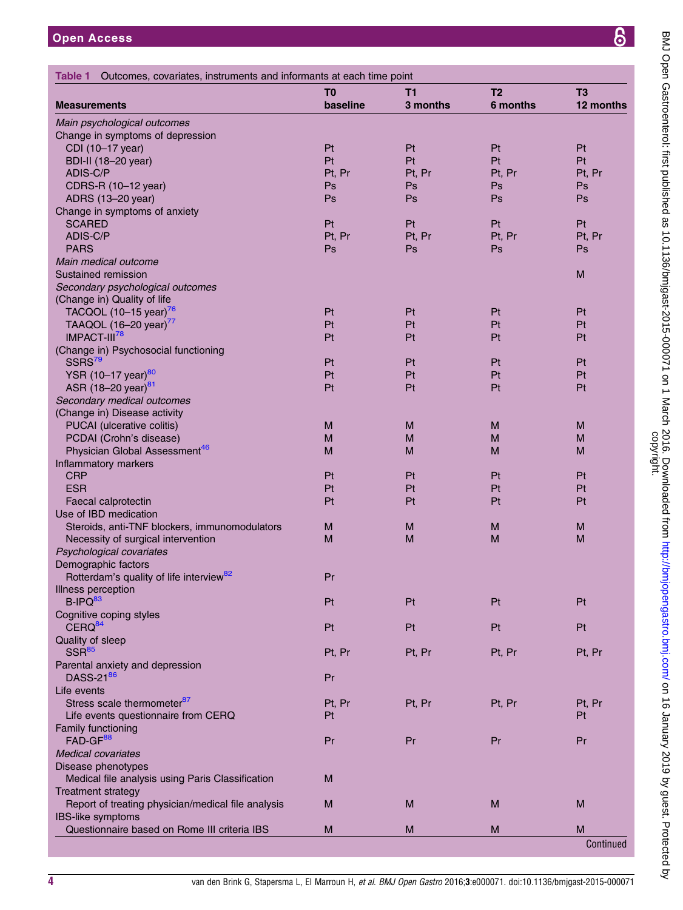**Table 1** Outcomes, covariates, instruments and informants at each time point

| Measurements | T0 baseline | T1 3 months | T2 6 months | T3 12 months |
|---|---|---|---|---|
| *Main psychological outcomes* | | | | |
| Change in symptoms of depression | | | | |
| CDI (10–17 year) | Pt | Pt | Pt | Pt |
| BDI-II (18–20 year) | Pt | Pt | Pt | Pt |
| ADIS-C/P | Pt, Pr | Pt, Pr | Pt, Pr | Pt, Pr |
| CDRS-R (10–12 year) | Ps | Ps | Ps | Ps |
| ADRS (13–20 year) | Ps | Ps | Ps | Ps |
| Change in symptoms of anxiety | | | | |
| SCARED | Pt | Pt | Pt | Pt |
| ADIS-C/P | Pt, Pr | Pt, Pr | Pt, Pr | Pt, Pr |
| PARS | Ps | Ps | Ps | Ps |
| *Main medical outcome* | | | | |
| Sustained remission | | | | M |
| *Secondary psychological outcomes* | | | | |
| (Change in) Quality of life | | | | |
| TACQOL (10–15 year)[76] | Pt | Pt | Pt | Pt |
| TAAQOL (16–20 year)[77] | Pt | Pt | Pt | Pt |
| IMPACT-III[78] | Pt | Pt | Pt | Pt |
| (Change in) Psychosocial functioning | | | | |
| SSRS[79] | Pt | Pt | Pt | Pt |
| YSR (10–17 year)[80] | Pt | Pt | Pt | Pt |
| ASR (18–20 year)[81] | Pt | Pt | Pt | Pt |
| *Secondary medical outcomes* | | | | |
| (Change in) Disease activity | | | | |
| PUCAI (ulcerative colitis) | M | M | M | M |
| PCDAI (Crohn's disease) | M | M | M | M |
| Physician Global Assessment[46] | M | M | M | M |
| Inflammatory markers | | | | |
| CRP | Pt | Pt | Pt | Pt |
| ESR | Pt | Pt | Pt | Pt |
| Faecal calprotectin | Pt | Pt | Pt | Pt |
| Use of IBD medication | | | | |
| Steroids, anti-TNF blockers, immunomodulators | M | M | M | M |
| Necessity of surgical intervention | M | M | M | M |
| *Psychological covariates* | | | | |
| Demographic factors | | | | |
| Rotterdam's quality of life interview[82] | Pr | | | |
| Illness perception | | | | |
| B-IPQ[83] | Pt | Pt | Pt | Pt |
| Cognitive coping styles | | | | |
| CERQ[84] | Pt | Pt | Pt | Pt |
| Quality of sleep | | | | |
| SSR[85] | Pt, Pr | Pt, Pr | Pt, Pr | Pt, Pr |
| Parental anxiety and depression | | | | |
| DASS-21[86] | Pr | | | |
| Life events | | | | |
| Stress scale thermometer[87] | Pt, Pr | Pt, Pr | Pt, Pr | Pt, Pr |
| Life events questionnaire from CERQ | Pt | | | Pt |
| Family functioning | | | | |
| FAD-GF[88] | Pr | Pr | Pr | Pr |
| *Medical covariates* | | | | |
| Disease phenotypes | | | | |
| Medical file analysis using Paris Classification | M | | | |
| Treatment strategy | | | | |
| Report of treating physician/medical file analysis | M | M | M | M |
| IBS-like symptoms | | | | |
| Questionnaire based on Rome III criteria IBS | M | M | M | M |

Continued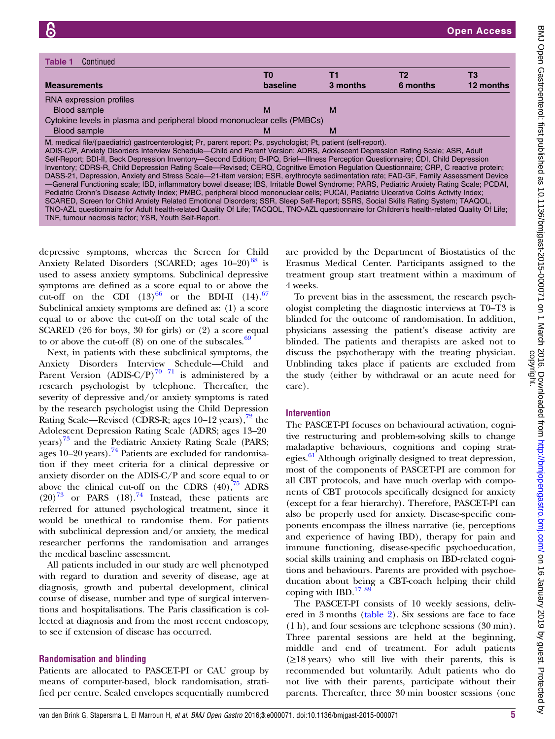**Table 1** Continued

| Measurements | T0 baseline | T1 3 months | T2 6 months | T3 12 months |
|---|---|---|---|---|
| RNA expression profiles | | | | |
| Blood sample | M | M | | |
| Cytokine levels in plasma and peripheral blood mononuclear cells (PMBCs) | | | | |
| Blood sample | M | M | | |

M, medical file/(paediatric) gastroenterologist; Pr, parent report; Ps, psychologist; Pt, patient (self-report).
ADIS-C/P, Anxiety Disorders Interview Schedule—Child and Parent Version; ADRS, Adolescent Depression Rating Scale; ASR, Adult Self-Report; BDI-II, Beck Depression Inventory—Second Edition; B-IPQ, Brief—Illness Perception Questionnaire; CDI, Child Depression Inventory; CDRS-R, Child Depression Rating Scale—Revised; CERQ, Cognitive Emotion Regulation Questionnaire; CRP, C reactive protein; DASS-21, Depression, Anxiety and Stress Scale—21-item version; ESR, erythrocyte sedimentation rate; FAD-GF, Family Assessment Device —General Functioning scale; IBD, inflammatory bowel disease; IBS, Irritable Bowel Syndrome; PARS, Pediatric Anxiety Rating Scale; PCDAI, Pediatric Crohn's Disease Activity Index; PMBC, peripheral blood mononuclear cells; PUCAI, Pediatric Ulcerative Colitis Activity Index; SCARED, Screen for Child Anxiety Related Emotional Disorders; SSR, Sleep Self-Report; SSRS, Social Skills Rating System; TAAQOL, TNO-AZL questionnaire for Adult health-related Quality Of Life; TACQOL, TNO-AZL questionnaire for Children's health-related Quality Of Life; TNF, tumour necrosis factor; YSR, Youth Self-Report.

depressive symptoms, whereas the Screen for Child Anxiety Related Disorders (SCARED; ages 10–20)[68] is used to assess anxiety symptoms. Subclinical depressive symptoms are defined as a score equal to or above the cut-off on the CDI (13)[66] or the BDI-II (14).[67] Subclinical anxiety symptoms are defined as: (1) a score equal to or above the cut-off on the total scale of the SCARED (26 for boys, 30 for girls) or (2) a score equal to or above the cut-off (8) on one of the subscales.[69]

Next, in patients with these subclinical symptoms, the Anxiety Disorders Interview Schedule—Child and Parent Version (ADIS-C/P)[70 71] is administered by a research psychologist by telephone. Thereafter, the severity of depressive and/or anxiety symptoms is rated by the research psychologist using the Child Depression Rating Scale—Revised (CDRS-R; ages 10–12 years),[72] the Adolescent Depression Rating Scale (ADRS; ages 13–20 years)[73] and the Pediatric Anxiety Rating Scale (PARS; ages 10–20 years).[74] Patients are excluded for randomisation if they meet criteria for a clinical depressive or anxiety disorder on the ADIS-C/P and score equal to or above the clinical cut-off on the CDRS (40),[75] ADRS (20)[73] or PARS (18).[74] Instead, these patients are referred for attuned psychological treatment, since it would be unethical to randomise them. For patients with subclinical depression and/or anxiety, the medical researcher performs the randomisation and arranges the medical baseline assessment.

All patients included in our study are well phenotyped with regard to duration and severity of disease, age at diagnosis, growth and pubertal development, clinical course of disease, number and type of surgical interventions and hospitalisations. The Paris classification is collected at diagnosis and from the most recent endoscopy, to see if extension of disease has occurred.

## Randomisation and blinding

Patients are allocated to PASCET-PI or CAU group by means of computer-based, block randomisation, stratified per centre. Sealed envelopes sequentially numbered are provided by the Department of Biostatistics of the Erasmus Medical Center. Participants assigned to the treatment group start treatment within a maximum of 4 weeks.

To prevent bias in the assessment, the research psychologist completing the diagnostic interviews at T0–T3 is blinded for the outcome of randomisation. In addition, physicians assessing the patient's disease activity are blinded. The patients and therapists are asked not to discuss the psychotherapy with the treating physician. Unblinding takes place if patients are excluded from the study (either by withdrawal or an acute need for care).

## Intervention

The PASCET-PI focuses on behavioural activation, cognitive restructuring and problem-solving skills to change maladaptive behaviours, cognitions and coping strategies.[61] Although originally designed to treat depression, most of the components of PASCET-PI are common for all CBT protocols, and have much overlap with components of CBT protocols specifically designed for anxiety (except for a fear hierarchy). Therefore, PASCET-PI can also be properly used for anxiety. Disease-specific components encompass the illness narrative (ie, perceptions and experience of having IBD), therapy for pain and immune functioning, disease-specific psychoeducation, social skills training and emphasis on IBD-related cognitions and behaviours. Parents are provided with psychoeducation about being a CBT-coach helping their child coping with IBD.[17 89]

The PASCET-PI consists of 10 weekly sessions, delivered in 3 months (table 2). Six sessions are face to face (1 h), and four sessions are telephone sessions (30 min). Three parental sessions are held at the beginning, middle and end of treatment. For adult patients (≥18 years) who still live with their parents, this is recommended but voluntarily. Adult patients who do not live with their parents, participate without their parents. Thereafter, three 30 min booster sessions (one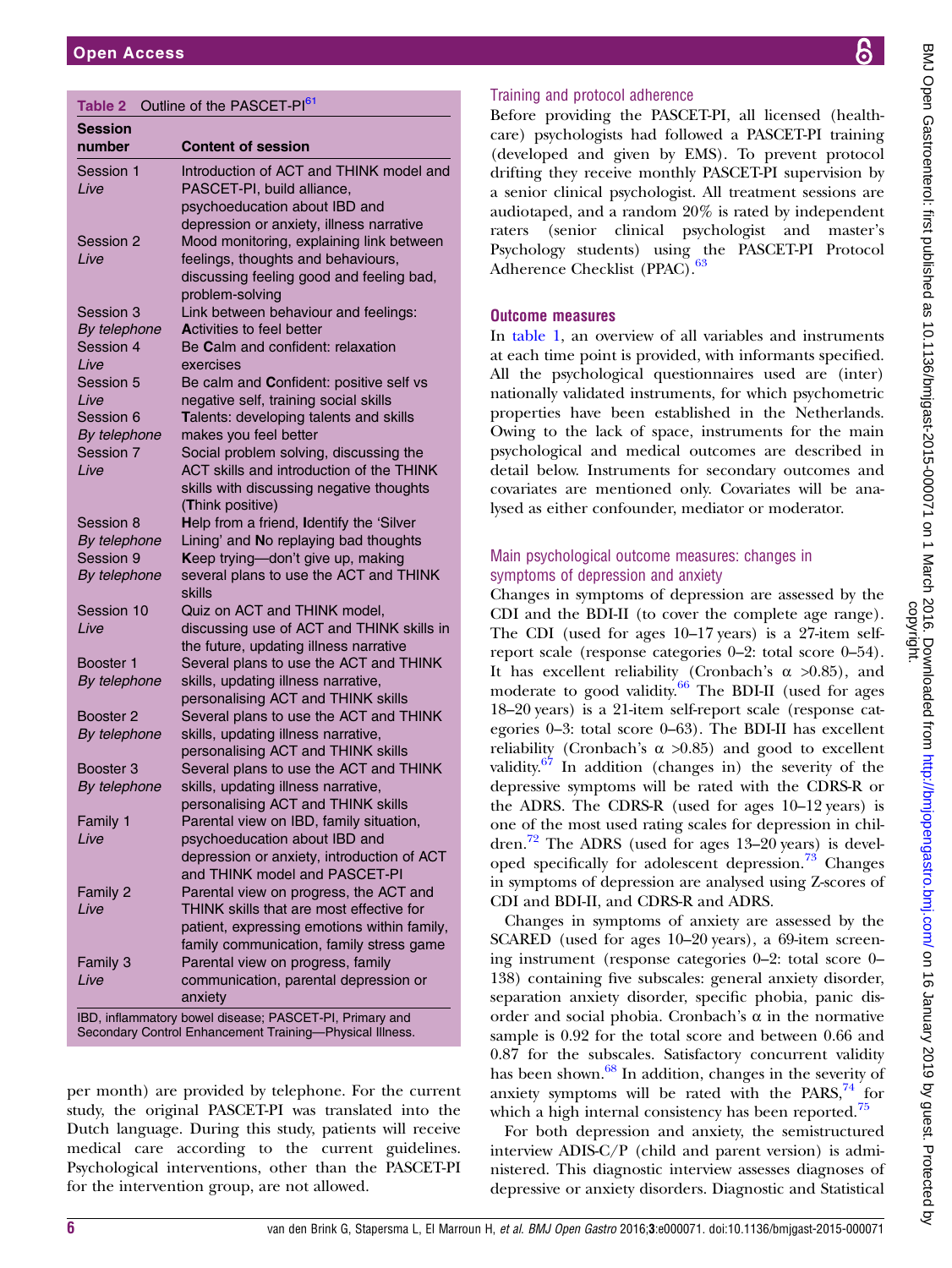Table 2 Outline of the PASCET-PI[61]

| Session number | Content of session |
|---|---|
| Session 1 *Live* | Introduction of ACT and THINK model and PASCET-PI, build alliance, psychoeducation about IBD and depression or anxiety, illness narrative |
| Session 2 *Live* | Mood monitoring, explaining link between feelings, thoughts and behaviours, discussing feeling good and feeling bad, problem-solving |
| Session 3 *By telephone* | Link between behaviour and feelings: **A**ctivities to feel better |
| Session 4 *Live* | Be **C**alm and confident: relaxation exercises |
| Session 5 *Live* | Be calm and **C**onfident: positive self vs negative self, training social skills |
| Session 6 *By telephone* | **T**alents: developing talents and skills makes you feel better |
| Session 7 *Live* | Social problem solving, discussing the ACT skills and introduction of the THINK skills with discussing negative thoughts (**T**hink positive) |
| Session 8 *By telephone* | **H**elp from a friend, **I**dentify the 'Silver Lining' and **N**o replaying bad thoughts |
| Session 9 *By telephone* | **K**eep trying—don't give up, making several plans to use the ACT and THINK skills |
| Session 10 *Live* | Quiz on ACT and THINK model, discussing use of ACT and THINK skills in the future, updating illness narrative |
| Booster 1 *By telephone* | Several plans to use the ACT and THINK skills, updating illness narrative, personalising ACT and THINK skills |
| Booster 2 *By telephone* | Several plans to use the ACT and THINK skills, updating illness narrative, personalising ACT and THINK skills |
| Booster 3 *By telephone* | Several plans to use the ACT and THINK skills, updating illness narrative, personalising ACT and THINK skills |
| Family 1 *Live* | Parental view on IBD, family situation, psychoeducation about IBD and depression or anxiety, introduction of ACT and THINK model and PASCET-PI |
| Family 2 *Live* | Parental view on progress, the ACT and THINK skills that are most effective for patient, expressing emotions within family, family communication, family stress game |
| Family 3 *Live* | Parental view on progress, family communication, parental depression or anxiety |

IBD, inflammatory bowel disease; PASCET-PI, Primary and Secondary Control Enhancement Training—Physical Illness.

per month) are provided by telephone. For the current study, the original PASCET-PI was translated into the Dutch language. During this study, patients will receive medical care according to the current guidelines. Psychological interventions, other than the PASCET-PI for the intervention group, are not allowed.

### Training and protocol adherence

Before providing the PASCET-PI, all licensed (healthcare) psychologists had followed a PASCET-PI training (developed and given by EMS). To prevent protocol drifting they receive monthly PASCET-PI supervision by a senior clinical psychologist. All treatment sessions are audiotaped, and a random 20% is rated by independent raters (senior clinical psychologist and master's Psychology students) using the PASCET-PI Protocol Adherence Checklist (PPAC).[63]

## Outcome measures

In table 1, an overview of all variables and instruments at each time point is provided, with informants specified. All the psychological questionnaires used are (inter) nationally validated instruments, for which psychometric properties have been established in the Netherlands. Owing to the lack of space, instruments for the main psychological and medical outcomes are described in detail below. Instruments for secondary outcomes and covariates are mentioned only. Covariates will be analysed as either confounder, mediator or moderator.

### Main psychological outcome measures: changes in symptoms of depression and anxiety

Changes in symptoms of depression are assessed by the CDI and the BDI-II (to cover the complete age range). The CDI (used for ages 10–17 years) is a 27-item self-report scale (response categories 0–2: total score 0–54). It has excellent reliability (Cronbach's α >0.85), and moderate to good validity.[66] The BDI-II (used for ages 18–20 years) is a 21-item self-report scale (response categories 0–3: total score 0–63). The BDI-II has excellent reliability (Cronbach's α >0.85) and good to excellent validity.[67] In addition (changes in) the severity of the depressive symptoms will be rated with the CDRS-R or the ADRS. The CDRS-R (used for ages 10–12 years) is one of the most used rating scales for depression in children.[72] The ADRS (used for ages 13–20 years) is developed specifically for adolescent depression.[73] Changes in symptoms of depression are analysed using Z-scores of CDI and BDI-II, and CDRS-R and ADRS.

Changes in symptoms of anxiety are assessed by the SCARED (used for ages 10–20 years), a 69-item screening instrument (response categories 0–2: total score 0–138) containing five subscales: general anxiety disorder, separation anxiety disorder, specific phobia, panic disorder and social phobia. Cronbach's α in the normative sample is 0.92 for the total score and between 0.66 and 0.87 for the subscales. Satisfactory concurrent validity has been shown.[68] In addition, changes in the severity of anxiety symptoms will be rated with the PARS,[74] for which a high internal consistency has been reported.[75]

For both depression and anxiety, the semistructured interview ADIS-C/P (child and parent version) is administered. This diagnostic interview assesses diagnoses of depressive or anxiety disorders. Diagnostic and Statistical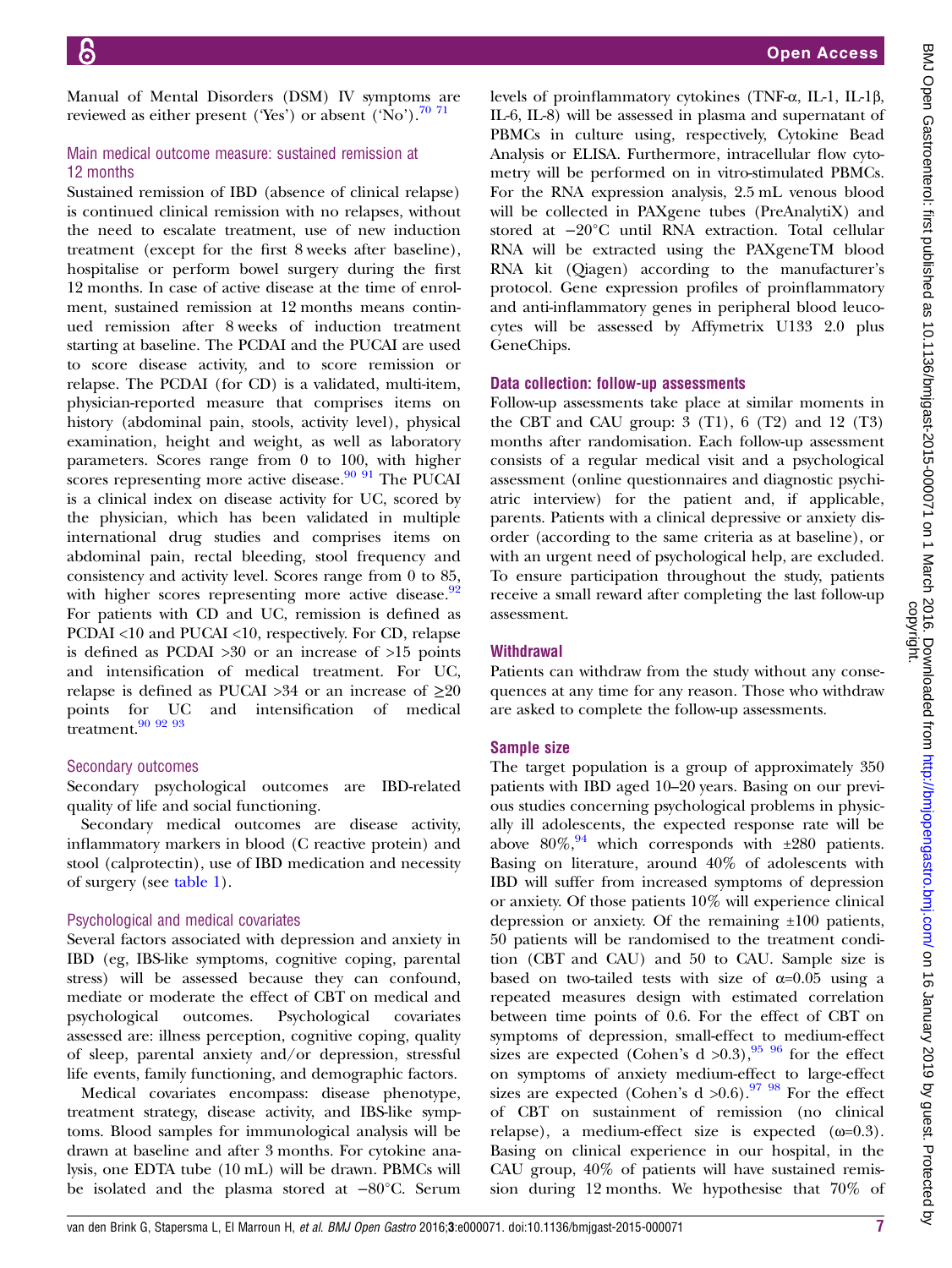Manual of Mental Disorders (DSM) IV symptoms are reviewed as either present ('Yes') or absent ('No').[70 71]

### Main medical outcome measure: sustained remission at 12 months

Sustained remission of IBD (absence of clinical relapse) is continued clinical remission with no relapses, without the need to escalate treatment, use of new induction treatment (except for the first 8 weeks after baseline), hospitalise or perform bowel surgery during the first 12 months. In case of active disease at the time of enrolment, sustained remission at 12 months means continued remission after 8 weeks of induction treatment starting at baseline. The PCDAI and the PUCAI are used to score disease activity, and to score remission or relapse. The PCDAI (for CD) is a validated, multi-item, physician-reported measure that comprises items on history (abdominal pain, stools, activity level), physical examination, height and weight, as well as laboratory parameters. Scores range from 0 to 100, with higher scores representing more active disease.[90 91] The PUCAI is a clinical index on disease activity for UC, scored by the physician, which has been validated in multiple international drug studies and comprises items on abdominal pain, rectal bleeding, stool frequency and consistency and activity level. Scores range from 0 to 85, with higher scores representing more active disease.[92] For patients with CD and UC, remission is defined as PCDAI <10 and PUCAI <10, respectively. For CD, relapse is defined as PCDAI >30 or an increase of >15 points and intensification of medical treatment. For UC, relapse is defined as PUCAI >34 or an increase of ≥20 points for UC and intensification of medical treatment.[90 92 93]

### Secondary outcomes

Secondary psychological outcomes are IBD-related quality of life and social functioning.

Secondary medical outcomes are disease activity, inflammatory markers in blood (C reactive protein) and stool (calprotectin), use of IBD medication and necessity of surgery (see table 1).

### Psychological and medical covariates

Several factors associated with depression and anxiety in IBD (eg, IBS-like symptoms, cognitive coping, parental stress) will be assessed because they can confound, mediate or moderate the effect of CBT on medical and psychological outcomes. Psychological covariates assessed are: illness perception, cognitive coping, quality of sleep, parental anxiety and/or depression, stressful life events, family functioning, and demographic factors.

Medical covariates encompass: disease phenotype, treatment strategy, disease activity, and IBS-like symptoms. Blood samples for immunological analysis will be drawn at baseline and after 3 months. For cytokine analysis, one EDTA tube (10 mL) will be drawn. PBMCs will be isolated and the plasma stored at −80°C. Serum levels of proinflammatory cytokines (TNF-α, IL-1, IL-1β, IL-6, IL-8) will be assessed in plasma and supernatant of PBMCs in culture using, respectively, Cytokine Bead Analysis or ELISA. Furthermore, intracellular flow cytometry will be performed on in vitro-stimulated PBMCs. For the RNA expression analysis, 2.5 mL venous blood will be collected in PAXgene tubes (PreAnalytiX) and stored at −20°C until RNA extraction. Total cellular RNA will be extracted using the PAXgeneTM blood RNA kit (Qiagen) according to the manufacturer's protocol. Gene expression profiles of proinflammatory and anti-inflammatory genes in peripheral blood leucocytes will be assessed by Affymetrix U133 2.0 plus GeneChips.

### Data collection: follow-up assessments

Follow-up assessments take place at similar moments in the CBT and CAU group: 3 (T1), 6 (T2) and 12 (T3) months after randomisation. Each follow-up assessment consists of a regular medical visit and a psychological assessment (online questionnaires and diagnostic psychiatric interview) for the patient and, if applicable, parents. Patients with a clinical depressive or anxiety disorder (according to the same criteria as at baseline), or with an urgent need of psychological help, are excluded. To ensure participation throughout the study, patients receive a small reward after completing the last follow-up assessment.

### Withdrawal

Patients can withdraw from the study without any consequences at any time for any reason. Those who withdraw are asked to complete the follow-up assessments.

### Sample size

The target population is a group of approximately 350 patients with IBD aged 10–20 years. Basing on our previous studies concerning psychological problems in physically ill adolescents, the expected response rate will be above 80%,[94] which corresponds with ±280 patients. Basing on literature, around 40% of adolescents with IBD will suffer from increased symptoms of depression or anxiety. Of those patients 10% will experience clinical depression or anxiety. Of the remaining ±100 patients, 50 patients will be randomised to the treatment condition (CBT and CAU) and 50 to CAU. Sample size is based on two-tailed tests with size of α=0.05 using a repeated measures design with estimated correlation between time points of 0.6. For the effect of CBT on symptoms of depression, small-effect to medium-effect sizes are expected (Cohen's d >0.3),[95 96] for the effect on symptoms of anxiety medium-effect to large-effect sizes are expected (Cohen's d >0.6).[97 98] For the effect of CBT on sustainment of remission (no clinical relapse), a medium-effect size is expected (ω=0.3). Basing on clinical experience in our hospital, in the CAU group, 40% of patients will have sustained remission during 12 months. We hypothesise that 70% of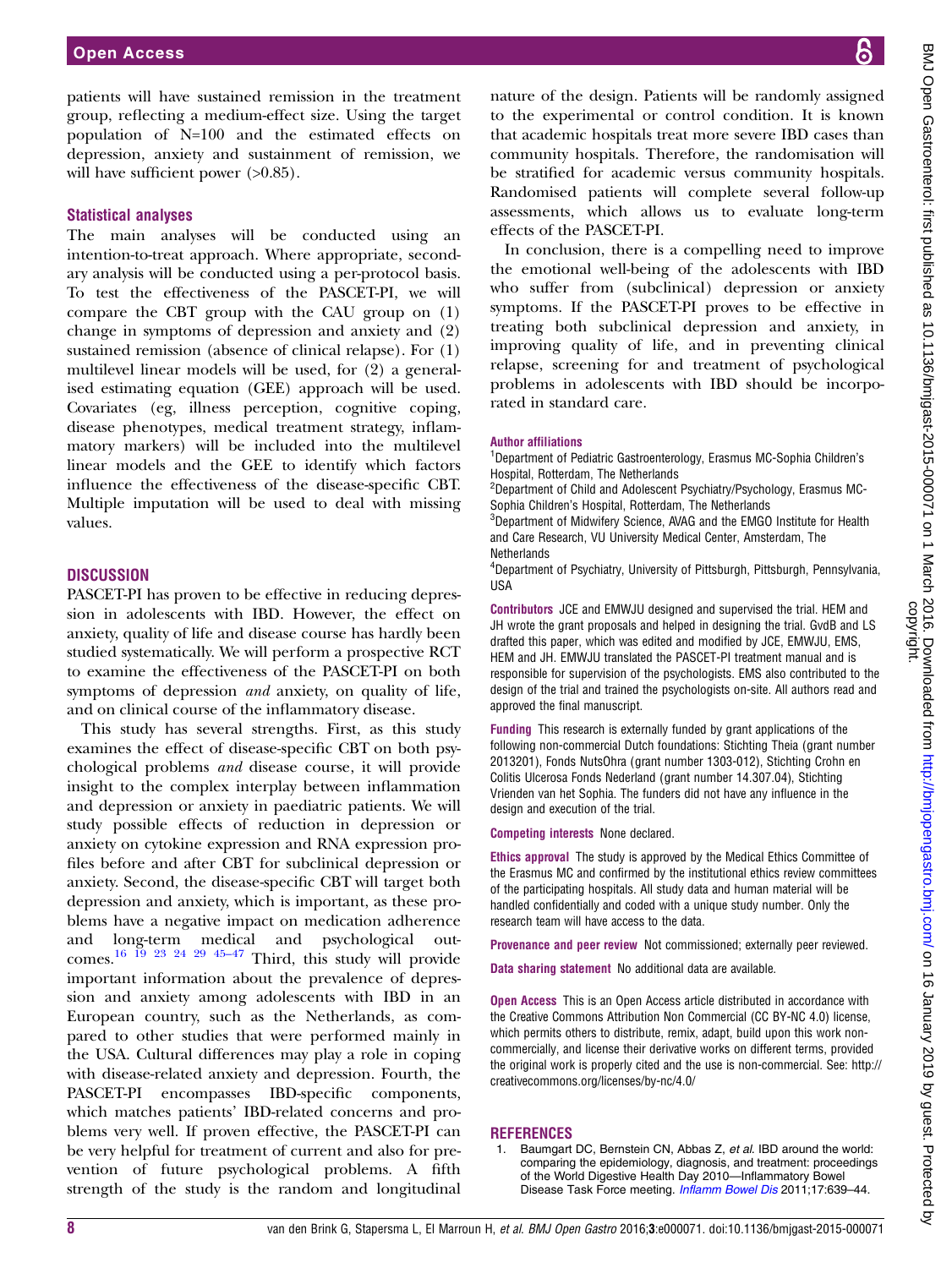patients will have sustained remission in the treatment group, reflecting a medium-effect size. Using the target population of N=100 and the estimated effects on depression, anxiety and sustainment of remission, we will have sufficient power (>0.85).

### Statistical analyses

The main analyses will be conducted using an intention-to-treat approach. Where appropriate, secondary analysis will be conducted using a per-protocol basis. To test the effectiveness of the PASCET-PI, we will compare the CBT group with the CAU group on (1) change in symptoms of depression and anxiety and (2) sustained remission (absence of clinical relapse). For (1) multilevel linear models will be used, for (2) a generalised estimating equation (GEE) approach will be used. Covariates (eg, illness perception, cognitive coping, disease phenotypes, medical treatment strategy, inflammatory markers) will be included into the multilevel linear models and the GEE to identify which factors influence the effectiveness of the disease-specific CBT. Multiple imputation will be used to deal with missing values.

## DISCUSSION

PASCET-PI has proven to be effective in reducing depression in adolescents with IBD. However, the effect on anxiety, quality of life and disease course has hardly been studied systematically. We will perform a prospective RCT to examine the effectiveness of the PASCET-PI on both symptoms of depression *and* anxiety, on quality of life, and on clinical course of the inflammatory disease.

This study has several strengths. First, as this study examines the effect of disease-specific CBT on both psychological problems *and* disease course, it will provide insight to the complex interplay between inflammation and depression or anxiety in paediatric patients. We will study possible effects of reduction in depression or anxiety on cytokine expression and RNA expression profiles before and after CBT for subclinical depression or anxiety. Second, the disease-specific CBT will target both depression and anxiety, which is important, as these problems have a negative impact on medication adherence and long-term medical and psychological outcomes.[16 19 23 24 29 45–47] Third, this study will provide important information about the prevalence of depression and anxiety among adolescents with IBD in an European country, such as the Netherlands, as compared to other studies that were performed mainly in the USA. Cultural differences may play a role in coping with disease-related anxiety and depression. Fourth, the PASCET-PI encompasses IBD-specific components, which matches patients' IBD-related concerns and problems very well. If proven effective, the PASCET-PI can be very helpful for treatment of current and also for prevention of future psychological problems. A fifth strength of the study is the random and longitudinal nature of the design. Patients will be randomly assigned to the experimental or control condition. It is known that academic hospitals treat more severe IBD cases than community hospitals. Therefore, the randomisation will be stratified for academic versus community hospitals. Randomised patients will complete several follow-up assessments, which allows us to evaluate long-term effects of the PASCET-PI.

In conclusion, there is a compelling need to improve the emotional well-being of the adolescents with IBD who suffer from (subclinical) depression or anxiety symptoms. If the PASCET-PI proves to be effective in treating both subclinical depression and anxiety, in improving quality of life, and in preventing clinical relapse, screening for and treatment of psychological problems in adolescents with IBD should be incorporated in standard care.

**Author affiliations**
[1]Department of Pediatric Gastroenterology, Erasmus MC-Sophia Children's Hospital, Rotterdam, The Netherlands
[2]Department of Child and Adolescent Psychiatry/Psychology, Erasmus MC-Sophia Children's Hospital, Rotterdam, The Netherlands
[3]Department of Midwifery Science, AVAG and the EMGO Institute for Health and Care Research, VU University Medical Center, Amsterdam, The Netherlands
[4]Department of Psychiatry, University of Pittsburgh, Pittsburgh, Pennsylvania, USA

**Contributors** JCE and EMWJU designed and supervised the trial. HEM and JH wrote the grant proposals and helped in designing the trial. GvdB and LS drafted this paper, which was edited and modified by JCE, EMWJU, EMS, HEM and JH. EMWJU translated the PASCET-PI treatment manual and is responsible for supervision of the psychologists. EMS also contributed to the design of the trial and trained the psychologists on-site. All authors read and approved the final manuscript.

**Funding** This research is externally funded by grant applications of the following non-commercial Dutch foundations: Stichting Theia (grant number 2013201), Fonds NutsOhra (grant number 1303-012), Stichting Crohn en Colitis Ulcerosa Fonds Nederland (grant number 14.307.04), Stichting Vrienden van het Sophia. The funders did not have any influence in the design and execution of the trial.

**Competing interests** None declared.

**Ethics approval** The study is approved by the Medical Ethics Committee of the Erasmus MC and confirmed by the institutional ethics review committees of the participating hospitals. All study data and human material will be handled confidentially and coded with a unique study number. Only the research team will have access to the data.

**Provenance and peer review** Not commissioned; externally peer reviewed.

**Data sharing statement** No additional data are available.

**Open Access** This is an Open Access article distributed in accordance with the Creative Commons Attribution Non Commercial (CC BY-NC 4.0) license, which permits others to distribute, remix, adapt, build upon this work non-commercially, and license their derivative works on different terms, provided the original work is properly cited and the use is non-commercial. See: http://creativecommons.org/licenses/by-nc/4.0/

## REFERENCES

1. Baumgart DC, Bernstein CN, Abbas Z, *et al*. IBD around the world: comparing the epidemiology, diagnosis, and treatment: proceedings of the World Digestive Health Day 2010—Inflammatory Bowel Disease Task Force meeting. *Inflamm Bowel Dis* 2011;17:639–44.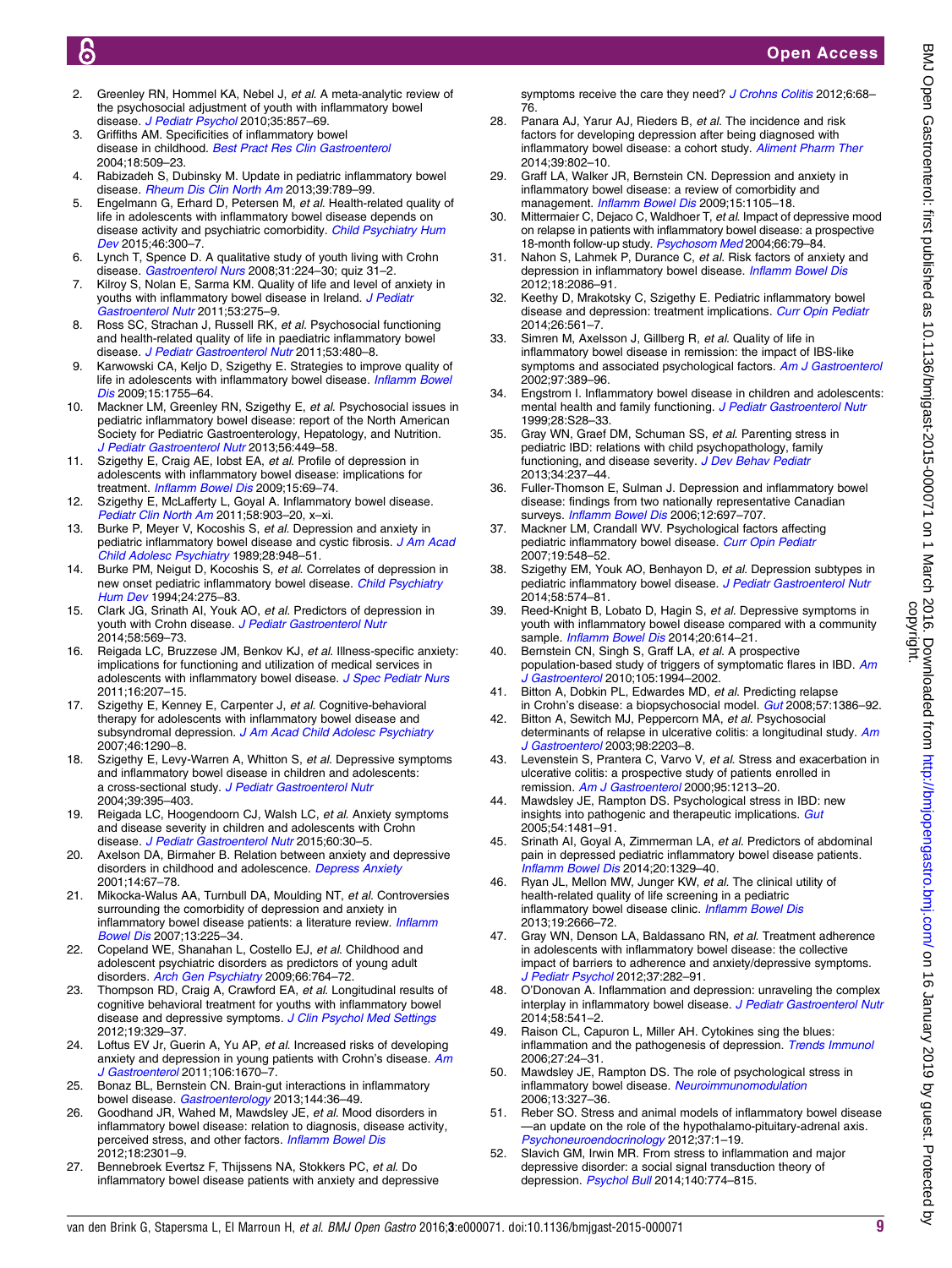2. Greenley RN, Hommel KA, Nebel J, *et al*. A meta-analytic review of the psychosocial adjustment of youth with inflammatory bowel disease. *J Pediatr Psychol* 2010;35:857–69.
3. Griffiths AM. Specificities of inflammatory bowel disease in childhood. *Best Pract Res Clin Gastroenterol* 2004;18:509–23.
4. Rabizadeh S, Dubinsky M. Update in pediatric inflammatory bowel disease. *Rheum Dis Clin North Am* 2013;39:789–99.
5. Engelmann G, Erhard D, Petersen M, *et al*. Health-related quality of life in adolescents with inflammatory bowel disease depends on disease activity and psychiatric comorbidity. *Child Psychiatry Hum Dev* 2015;46:300–7.
6. Lynch T, Spence D. A qualitative study of youth living with Crohn disease. *Gastroenterol Nurs* 2008;31:224–30; quiz 31–2.
7. Kilroy S, Nolan E, Sarma KM. Quality of life and level of anxiety in youths with inflammatory bowel disease in Ireland. *J Pediatr Gastroenterol Nutr* 2011;53:275–9.
8. Ross SC, Strachan J, Russell RK, *et al*. Psychosocial functioning and health-related quality of life in paediatric inflammatory bowel disease. *J Pediatr Gastroenterol Nutr* 2011;53:480–8.
9. Karwowski CA, Keljo D, Szigethy E. Strategies to improve quality of life in adolescents with inflammatory bowel disease. *Inflamm Bowel Dis* 2009;15:1755–64.
10. Mackner LM, Greenley RN, Szigethy E, *et al*. Psychosocial issues in pediatric inflammatory bowel disease: report of the North American Society for Pediatric Gastroenterology, Hepatology, and Nutrition. *J Pediatr Gastroenterol Nutr* 2013;56:449–58.
11. Szigethy E, Craig AE, Iobst EA, *et al*. Profile of depression in adolescents with inflammatory bowel disease: implications for treatment. *Inflamm Bowel Dis* 2009;15:69–74.
12. Szigethy E, McLafferty L, Goyal A. Inflammatory bowel disease. *Pediatr Clin North Am* 2011;58:903–20, x–xi.
13. Burke P, Meyer V, Kocoshis S, *et al*. Depression and anxiety in pediatric inflammatory bowel disease and cystic fibrosis. *J Am Acad Child Adolesc Psychiatry* 1989;28:948–51.
14. Burke PM, Neigut D, Kocoshis S, *et al*. Correlates of depression in new onset pediatric inflammatory bowel disease. *Child Psychiatry Hum Dev* 1994;24:275–83.
15. Clark JG, Srinath AI, Youk AO, *et al*. Predictors of depression in youth with Crohn disease. *J Pediatr Gastroenterol Nutr* 2014;58:569–73.
16. Reigada LC, Bruzzese JM, Benkov KJ, *et al*. Illness-specific anxiety: implications for functioning and utilization of medical services in adolescents with inflammatory bowel disease. *J Spec Pediatr Nurs* 2011;16:207–15.
17. Szigethy E, Kenney E, Carpenter J, *et al*. Cognitive-behavioral therapy for adolescents with inflammatory bowel disease and subsyndromal depression. *J Am Acad Child Adolesc Psychiatry* 2007;46:1290–8.
18. Szigethy E, Levy-Warren A, Whitton S, *et al*. Depressive symptoms and inflammatory bowel disease in children and adolescents: a cross-sectional study. *J Pediatr Gastroenterol Nutr* 2004;39:395–403.
19. Reigada LC, Hoogendoorn CJ, Walsh LC, *et al*. Anxiety symptoms and disease severity in children and adolescents with Crohn disease. *J Pediatr Gastroenterol Nutr* 2015;60:30–5.
20. Axelson DA, Birmaher B. Relation between anxiety and depressive disorders in childhood and adolescence. *Depress Anxiety* 2001;14:67–78.
21. Mikocka-Walus AA, Turnbull DA, Moulding NT, *et al*. Controversies surrounding the comorbidity of depression and anxiety in inflammatory bowel disease patients: a literature review. *Inflamm Bowel Dis* 2007;13:225–34.
22. Copeland WE, Shanahan L, Costello EJ, *et al*. Childhood and adolescent psychiatric disorders as predictors of young adult disorders. *Arch Gen Psychiatry* 2009;66:764–72.
23. Thompson RD, Craig A, Crawford EA, *et al*. Longitudinal results of cognitive behavioral treatment for youths with inflammatory bowel disease and depressive symptoms. *J Clin Psychol Med Settings* 2012;19:329–37.
24. Loftus EV Jr, Guerin A, Yu AP, *et al*. Increased risks of developing anxiety and depression in young patients with Crohn's disease. *Am J Gastroenterol* 2011;106:1670–7.
25. Bonaz BL, Bernstein CN. Brain-gut interactions in inflammatory bowel disease. *Gastroenterology* 2013;144:36–49.
26. Goodhand JR, Wahed M, Mawdsley JE, *et al*. Mood disorders in inflammatory bowel disease: relation to diagnosis, disease activity, perceived stress, and other factors. *Inflamm Bowel Dis* 2012;18:2301–9.
27. Bennebroek Evertsz F, Thijssens NA, Stokkers PC, *et al*. Do inflammatory bowel disease patients with anxiety and depressive symptoms receive the care they need? *J Crohns Colitis* 2012;6:68–76.
28. Panara AJ, Yarur AJ, Rieders B, *et al*. The incidence and risk factors for developing depression after being diagnosed with inflammatory bowel disease: a cohort study. *Aliment Pharm Ther* 2014;39:802–10.
29. Graff LA, Walker JR, Bernstein CN. Depression and anxiety in inflammatory bowel disease: a review of comorbidity and management. *Inflamm Bowel Dis* 2009;15:1105–18.
30. Mittermaier C, Dejaco C, Waldhoer T, *et al*. Impact of depressive mood on relapse in patients with inflammatory bowel disease: a prospective 18-month follow-up study. *Psychosom Med* 2004;66:79–84.
31. Nahon S, Lahmek P, Durance C, *et al*. Risk factors of anxiety and depression in inflammatory bowel disease. *Inflamm Bowel Dis* 2012;18:2086–91.
32. Keethy D, Mrakotsky C, Szigethy E. Pediatric inflammatory bowel disease and depression: treatment implications. *Curr Opin Pediatr* 2014;26:561–7.
33. Simren M, Axelsson J, Gillberg R, *et al*. Quality of life in inflammatory bowel disease in remission: the impact of IBS-like symptoms and associated psychological factors. *Am J Gastroenterol* 2002;97:389–96.
34. Engstrom I. Inflammatory bowel disease in children and adolescents: mental health and family functioning. *J Pediatr Gastroenterol Nutr* 1999;28:S28–33.
35. Gray WN, Graef DM, Schuman SS, *et al*. Parenting stress in pediatric IBD: relations with child psychopathology, family functioning, and disease severity. *J Dev Behav Pediatr* 2013;34:237–44.
36. Fuller-Thomson E, Sulman J. Depression and inflammatory bowel disease: findings from two nationally representative Canadian surveys. *Inflamm Bowel Dis* 2006;12:697–707.
37. Mackner LM, Crandall WV. Psychological factors affecting pediatric inflammatory bowel disease. *Curr Opin Pediatr* 2007;19:548–52.
38. Szigethy EM, Youk AO, Benhayon D, *et al*. Depression subtypes in pediatric inflammatory bowel disease. *J Pediatr Gastroenterol Nutr* 2014;58:574–81.
39. Reed-Knight B, Lobato D, Hagin S, *et al*. Depressive symptoms in youth with inflammatory bowel disease compared with a community sample. *Inflamm Bowel Dis* 2014;20:614–21.
40. Bernstein CN, Singh S, Graff LA, *et al*. A prospective population-based study of triggers of symptomatic flares in IBD. *Am J Gastroenterol* 2010;105:1994–2002.
41. Bitton A, Dobkin PL, Edwardes MD, *et al*. Predicting relapse in Crohn's disease: a biopsychosocial model. *Gut* 2008;57:1386–92.
42. Bitton A, Sewitch MJ, Peppercorn MA, *et al*. Psychosocial determinants of relapse in ulcerative colitis: a longitudinal study. *Am J Gastroenterol* 2003;98:2203–8.
43. Levenstein S, Prantera C, Varvo V, *et al*. Stress and exacerbation in ulcerative colitis: a prospective study of patients enrolled in remission. *Am J Gastroenterol* 2000;95:1213–20.
44. Mawdsley JE, Rampton DS. Psychological stress in IBD: new insights into pathogenic and therapeutic implications. *Gut* 2005;54:1481–91.
45. Srinath AI, Goyal A, Zimmerman LA, *et al*. Predictors of abdominal pain in depressed pediatric inflammatory bowel disease patients. *Inflamm Bowel Dis* 2014;20:1329–40.
46. Ryan JL, Mellon MW, Junger KW, *et al*. The clinical utility of health-related quality of life screening in a pediatric inflammatory bowel disease clinic. *Inflamm Bowel Dis* 2013;19:2666–72.
47. Gray WN, Denson LA, Baldassano RN, *et al*. Treatment adherence in adolescents with inflammatory bowel disease: the collective impact of barriers to adherence and anxiety/depressive symptoms. *J Pediatr Psychol* 2012;37:282–91.
48. O'Donovan A. Inflammation and depression: unraveling the complex interplay in inflammatory bowel disease. *J Pediatr Gastroenterol Nutr* 2014;58:541–2.
49. Raison CL, Capuron L, Miller AH. Cytokines sing the blues: inflammation and the pathogenesis of depression. *Trends Immunol* 2006;27:24–31.
50. Mawdsley JE, Rampton DS. The role of psychological stress in inflammatory bowel disease. *Neuroimmunomodulation* 2006;13:327–36.
51. Reber SO. Stress and animal models of inflammatory bowel disease—an update on the role of the hypothalamo-pituitary-adrenal axis. *Psychoneuroendocrinology* 2012;37:1–19.
52. Slavich GM, Irwin MR. From stress to inflammation and major depressive disorder: a social signal transduction theory of depression. *Psychol Bull* 2014;140:774–815.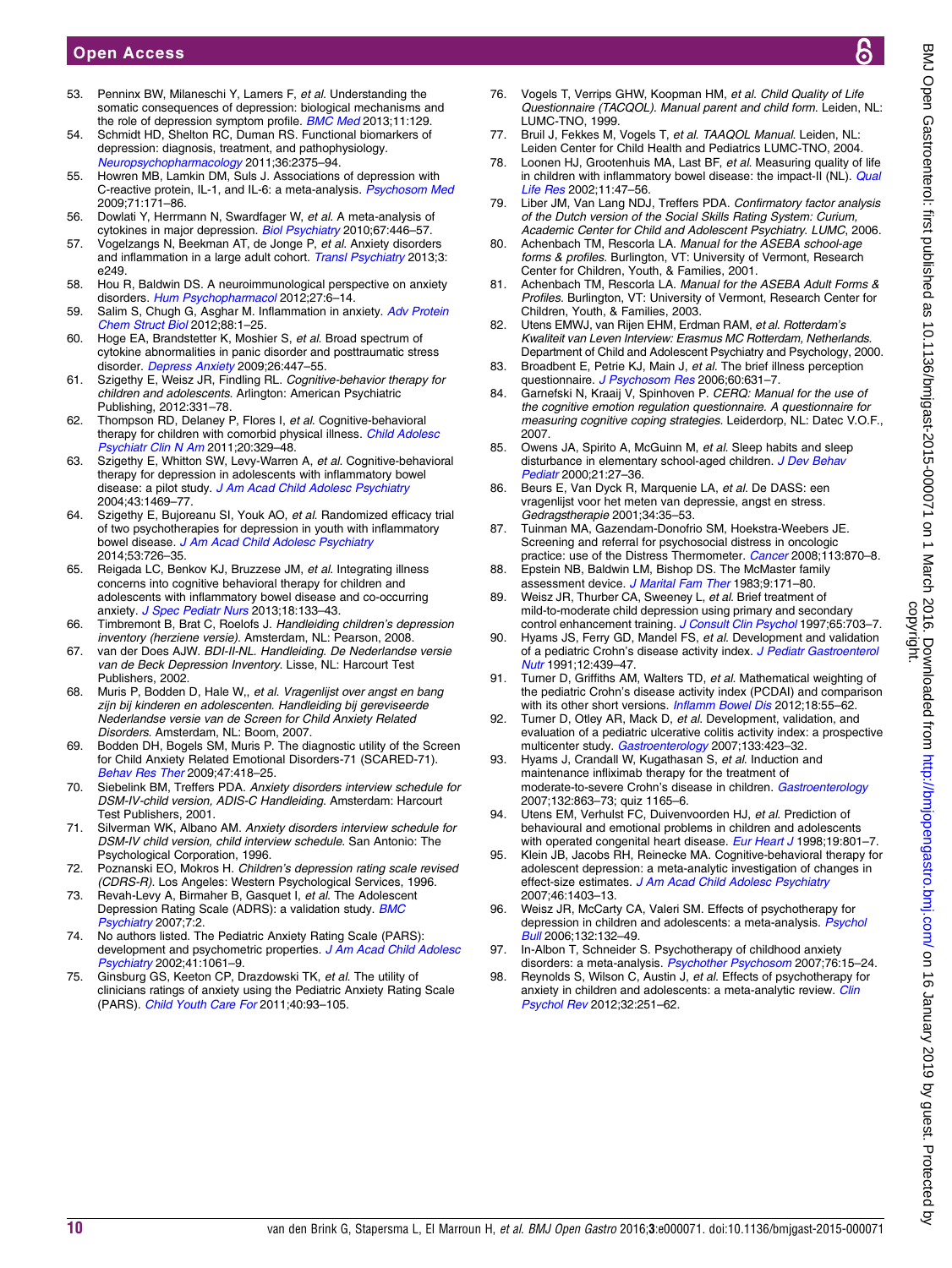53. Penninx BW, Milaneschi Y, Lamers F, *et al.* Understanding the somatic consequences of depression: biological mechanisms and the role of depression symptom profile. *BMC Med* 2013;11:129.
54. Schmidt HD, Shelton RC, Duman RS. Functional biomarkers of depression: diagnosis, treatment, and pathophysiology. *Neuropsychopharmacology* 2011;36:2375–94.
55. Howren MB, Lamkin DM, Suls J. Associations of depression with C-reactive protein, IL-1, and IL-6: a meta-analysis. *Psychosom Med* 2009;71:171–86.
56. Dowlati Y, Herrmann N, Swardfager W, *et al.* A meta-analysis of cytokines in major depression. *Biol Psychiatry* 2010;67:446–57.
57. Vogelzangs N, Beekman AT, de Jonge P, *et al.* Anxiety disorders and inflammation in a large adult cohort. *Transl Psychiatry* 2013;3:e249.
58. Hou R, Baldwin DS. A neuroimmunological perspective on anxiety disorders. *Hum Psychopharmacol* 2012;27:6–14.
59. Salim S, Chugh G, Asghar M. Inflammation in anxiety. *Adv Protein Chem Struct Biol* 2012;88:1–25.
60. Hoge EA, Brandstetter K, Moshier S, *et al.* Broad spectrum of cytokine abnormalities in panic disorder and posttraumatic stress disorder. *Depress Anxiety* 2009;26:447–55.
61. Szigethy E, Weisz JR, Findling RL. *Cognitive-behavior therapy for children and adolescents.* Arlington: American Psychiatric Publishing, 2012:331–78.
62. Thompson RD, Delaney P, Flores I, *et al.* Cognitive-behavioral therapy for children with comorbid physical illness. *Child Adolesc Psychiatr Clin N Am* 2011;20:329–48.
63. Szigethy E, Whitton SW, Levy-Warren A, *et al.* Cognitive-behavioral therapy for depression in adolescents with inflammatory bowel disease: a pilot study. *J Am Acad Child Adolesc Psychiatry* 2004;43:1469–77.
64. Szigethy E, Bujoreanu SI, Youk AO, *et al.* Randomized efficacy trial of two psychotherapies for depression in youth with inflammatory bowel disease. *J Am Acad Child Adolesc Psychiatry* 2014;53:726–35.
65. Reigada LC, Benkov KJ, Bruzzese JM, *et al.* Integrating illness concerns into cognitive behavioral therapy for children and adolescents with inflammatory bowel disease and co-occurring anxiety. *J Spec Pediatr Nurs* 2013;18:133–43.
66. Timbremont B, Brat C, Roelofs J. *Handleiding children's depression inventory (herziene versie).* Amsterdam, NL: Pearson, 2008.
67. van der Does AJW. *BDI-II-NL. Handleiding. De Nederlandse versie van de Beck Depression Inventory.* Lisse, NL: Harcourt Test Publishers, 2002.
68. Muris P, Bodden D, Hale W,, *et al. Vragenlijst over angst en bang zijn bij kinderen en adolescenten. Handleiding bij gereviseerde Nederlandse versie van de Screen for Child Anxiety Related Disorders.* Amsterdam, NL: Boom, 2007.
69. Bodden DH, Bogels SM, Muris P. The diagnostic utility of the Screen for Child Anxiety Related Emotional Disorders-71 (SCARED-71). *Behav Res Ther* 2009;47:418–25.
70. Siebelink BM, Treffers PDA. *Anxiety disorders interview schedule for DSM-IV-child version, ADIS-C Handleiding.* Amsterdam: Harcourt Test Publishers, 2001.
71. Silverman WK, Albano AM. *Anxiety disorders interview schedule for DSM-IV child version, child interview schedule.* San Antonio: The Psychological Corporation, 1996.
72. Poznanski EO, Mokros H. *Children's depression rating scale revised (CDRS-R).* Los Angeles: Western Psychological Services, 1996.
73. Revah-Levy A, Birmaher B, Gasquet I, *et al.* The Adolescent Depression Rating Scale (ADRS): a validation study. *BMC Psychiatry* 2007;7:2.
74. No authors listed. The Pediatric Anxiety Rating Scale (PARS): development and psychometric properties. *J Am Acad Child Adolesc Psychiatry* 2002;41:1061–9.
75. Ginsburg GS, Keeton CP, Drazdowski TK, *et al.* The utility of clinicians ratings of anxiety using the Pediatric Anxiety Rating Scale (PARS). *Child Youth Care For* 2011;40:93–105.
76. Vogels T, Verrips GHW, Koopman HM, *et al. Child Quality of Life Questionnaire (TACQOL). Manual parent and child form.* Leiden, NL: LUMC-TNO, 1999.
77. Bruil J, Fekkes M, Vogels T, *et al. TAAQOL Manual.* Leiden, NL: Leiden Center for Child Health and Pediatrics LUMC-TNO, 2004.
78. Loonen HJ, Grootenhuis MA, Last BF, *et al.* Measuring quality of life in children with inflammatory bowel disease: the impact-II (NL). *Qual Life Res* 2002;11:47–56.
79. Liber JM, Van Lang NDJ, Treffers PDA. *Confirmatory factor analysis of the Dutch version of the Social Skills Rating System: Curium, Academic Center for Child and Adolescent Psychiatry. LUMC*, 2006.
80. Achenbach TM, Rescorla LA. *Manual for the ASEBA school-age forms & profiles.* Burlington, VT: University of Vermont, Research Center for Children, Youth, & Families, 2001.
81. Achenbach TM, Rescorla LA. *Manual for the ASEBA Adult Forms & Profiles.* Burlington, VT: University of Vermont, Research Center for Children, Youth, & Families, 2003.
82. Utens EMWJ, van Rijen EHM, Erdman RAM, *et al. Rotterdam's Kwaliteit van Leven Interview: Erasmus MC Rotterdam, Netherlands.* Department of Child and Adolescent Psychiatry and Psychology, 2000.
83. Broadbent E, Petrie KJ, Main J, *et al.* The brief illness perception questionnaire. *J Psychosom Res* 2006;60:631–7.
84. Garnefski N, Kraaij V, Spinhoven P. *CERQ: Manual for the use of the cognitive emotion regulation questionnaire. A questionnaire for measuring cognitive coping strategies.* Leiderdorp, NL: Datec V.O.F., 2007.
85. Owens JA, Spirito A, McGuinn M, *et al.* Sleep habits and sleep disturbance in elementary school-aged children. *J Dev Behav Pediatr* 2000;21:27–36.
86. Beurs E, Van Dyck R, Marquenie LA, *et al.* De DASS: een vragenlijst voor het meten van depressie, angst en stress. *Gedragstherapie* 2001;34:35–53.
87. Tuinman MA, Gazendam-Donofrio SM, Hoekstra-Weebers JE. Screening and referral for psychosocial distress in oncologic practice: use of the Distress Thermometer. *Cancer* 2008;113:870–8.
88. Epstein NB, Baldwin LM, Bishop DS. The McMaster family assessment device. *J Marital Fam Ther* 1983;9:171–80.
89. Weisz JR, Thurber CA, Sweeney L, *et al.* Brief treatment of mild-to-moderate child depression using primary and secondary control enhancement training. *J Consult Clin Psychol* 1997;65:703–7.
90. Hyams JS, Ferry GD, Mandel FS, *et al.* Development and validation of a pediatric Crohn's disease activity index. *J Pediatr Gastroenterol Nutr* 1991;12:439–47.
91. Turner D, Griffiths AM, Walters TD, *et al.* Mathematical weighting of the pediatric Crohn's disease activity index (PCDAI) and comparison with its other short versions. *Inflamm Bowel Dis* 2012;18:55–62.
92. Turner D, Otley AR, Mack D, *et al.* Development, validation, and evaluation of a pediatric ulcerative colitis activity index: a prospective multicenter study. *Gastroenterology* 2007;133:423–32.
93. Hyams J, Crandall W, Kugathasan S, *et al.* Induction and maintenance infliximab therapy for the treatment of moderate-to-severe Crohn's disease in children. *Gastroenterology* 2007;132:863–73; quiz 1165–6.
94. Utens EM, Verhulst FC, Duivenvoorden HJ, *et al.* Prediction of behavioural and emotional problems in children and adolescents with operated congenital heart disease. *Eur Heart J* 1998;19:801–7.
95. Klein JB, Jacobs RH, Reinecke MA. Cognitive-behavioral therapy for adolescent depression: a meta-analytic investigation of changes in effect-size estimates. *J Am Acad Child Adolesc Psychiatry* 2007;46:1403–13.
96. Weisz JR, McCarty CA, Valeri SM. Effects of psychotherapy for depression in children and adolescents: a meta-analysis. *Psychol Bull* 2006;132:132–49.
97. In-Albon T, Schneider S. Psychotherapy of childhood anxiety disorders: a meta-analysis. *Psychother Psychosom* 2007;76:15–24.
98. Reynolds S, Wilson C, Austin J, *et al.* Effects of psychotherapy for anxiety in children and adolescents: a meta-analytic review. *Clin Psychol Rev* 2012;32:251–62.